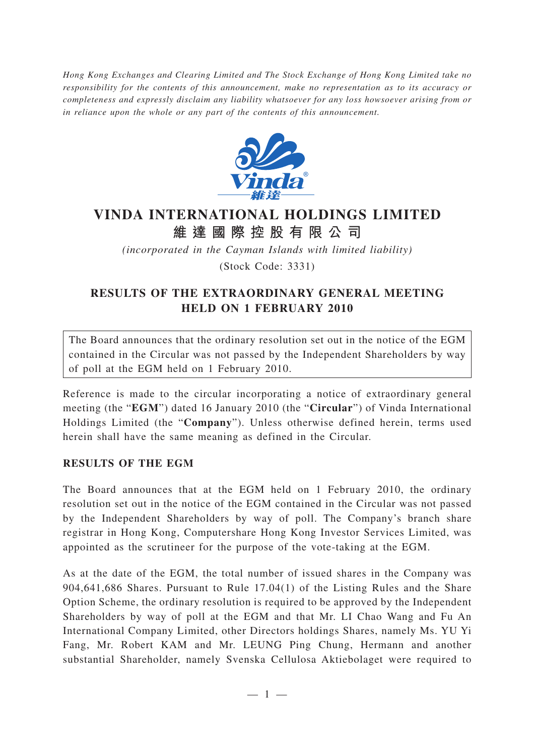*Hong Kong Exchanges and Clearing Limited and The Stock Exchange of Hong Kong Limited take no responsibility for the contents of this announcement, make no representation as to its accuracy or completeness and expressly disclaim any liability whatsoever for any loss howsoever arising from or in reliance upon the whole or any part of the contents of this announcement.*

# VINDA INTERNATIONAL HOLDINGS LIMITED
# 維 達 國 際 控 股 有 限 公 司

*(incorporated in the Cayman Islands with limited liability)*

(Stock Code: 3331)

## RESULTS OF THE EXTRAORDINARY GENERAL MEETING HELD ON 1 FEBRUARY 2010

The Board announces that the ordinary resolution set out in the notice of the EGM contained in the Circular was not passed by the Independent Shareholders by way of poll at the EGM held on 1 February 2010.

Reference is made to the circular incorporating a notice of extraordinary general meeting (the "**EGM**") dated 16 January 2010 (the "**Circular**") of Vinda International Holdings Limited (the "**Company**"). Unless otherwise defined herein, terms used herein shall have the same meaning as defined in the Circular.

### RESULTS OF THE EGM

The Board announces that at the EGM held on 1 February 2010, the ordinary resolution set out in the notice of the EGM contained in the Circular was not passed by the Independent Shareholders by way of poll. The Company's branch share registrar in Hong Kong, Computershare Hong Kong Investor Services Limited, was appointed as the scrutineer for the purpose of the vote-taking at the EGM.

As at the date of the EGM, the total number of issued shares in the Company was 904,641,686 Shares. Pursuant to Rule 17.04(1) of the Listing Rules and the Share Option Scheme, the ordinary resolution is required to be approved by the Independent Shareholders by way of poll at the EGM and that Mr. LI Chao Wang and Fu An International Company Limited, other Directors holdings Shares, namely Ms. YU Yi Fang, Mr. Robert KAM and Mr. LEUNG Ping Chung, Hermann and another substantial Shareholder, namely Svenska Cellulosa Aktiebolaget were required to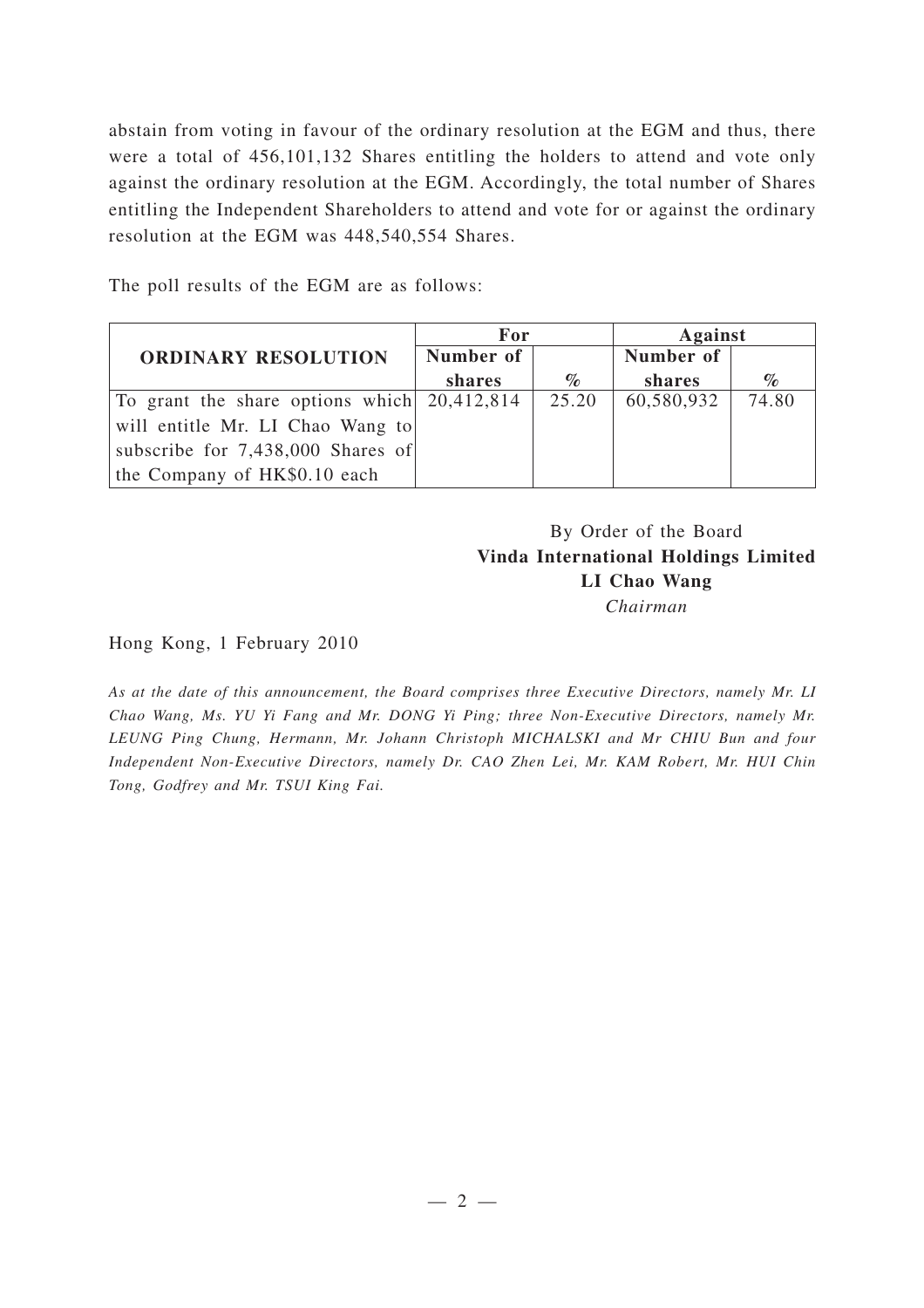abstain from voting in favour of the ordinary resolution at the EGM and thus, there were a total of 456,101,132 Shares entitling the holders to attend and vote only against the ordinary resolution at the EGM. Accordingly, the total number of Shares entitling the Independent Shareholders to attend and vote for or against the ordinary resolution at the EGM was 448,540,554 Shares.

The poll results of the EGM are as follows:

| ORDINARY RESOLUTION | For | | Against | |
|---|---|---|---|---|
| | Number of shares | % | Number of shares | % |
| To grant the share options which will entitle Mr. LI Chao Wang to subscribe for 7,438,000 Shares of the Company of HK$0.10 each | 20,412,814 | 25.20 | 60,580,932 | 74.80 |

By Order of the Board
**Vinda International Holdings Limited**
**LI Chao Wang**
*Chairman*

Hong Kong, 1 February 2010

*As at the date of this announcement, the Board comprises three Executive Directors, namely Mr. LI Chao Wang, Ms. YU Yi Fang and Mr. DONG Yi Ping; three Non-Executive Directors, namely Mr. LEUNG Ping Chung, Hermann, Mr. Johann Christoph MICHALSKI and Mr CHIU Bun and four Independent Non-Executive Directors, namely Dr. CAO Zhen Lei, Mr. KAM Robert, Mr. HUI Chin Tong, Godfrey and Mr. TSUI King Fai.*